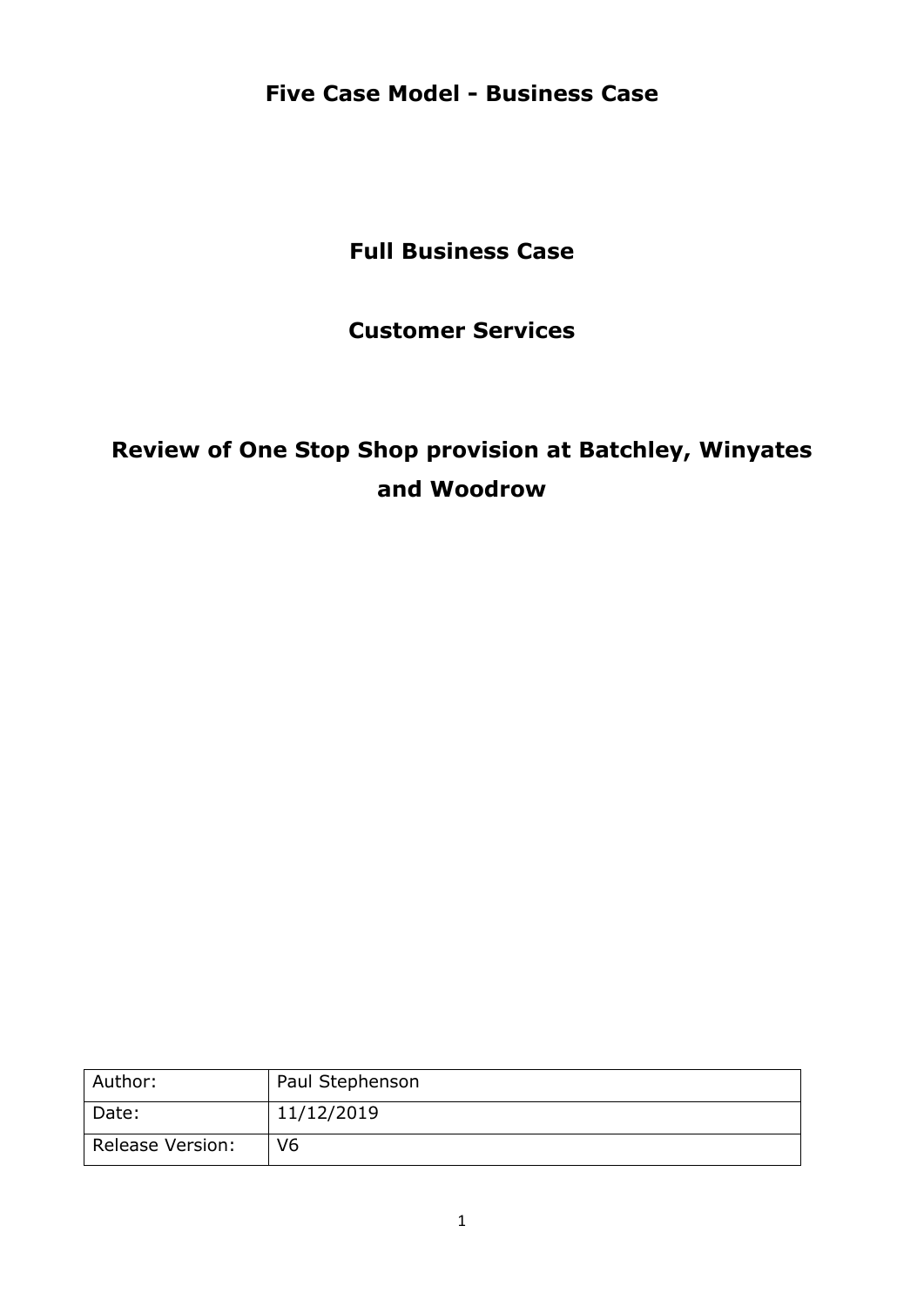# Five Case Model - Business Case

## Full Business Case

## Customer Services

## Review of One Stop Shop provision at Batchley, Winyates and Woodrow

| Author: | Paul Stephenson |
|---|---|
| Date: | 11/12/2019 |
| Release Version: | V6 |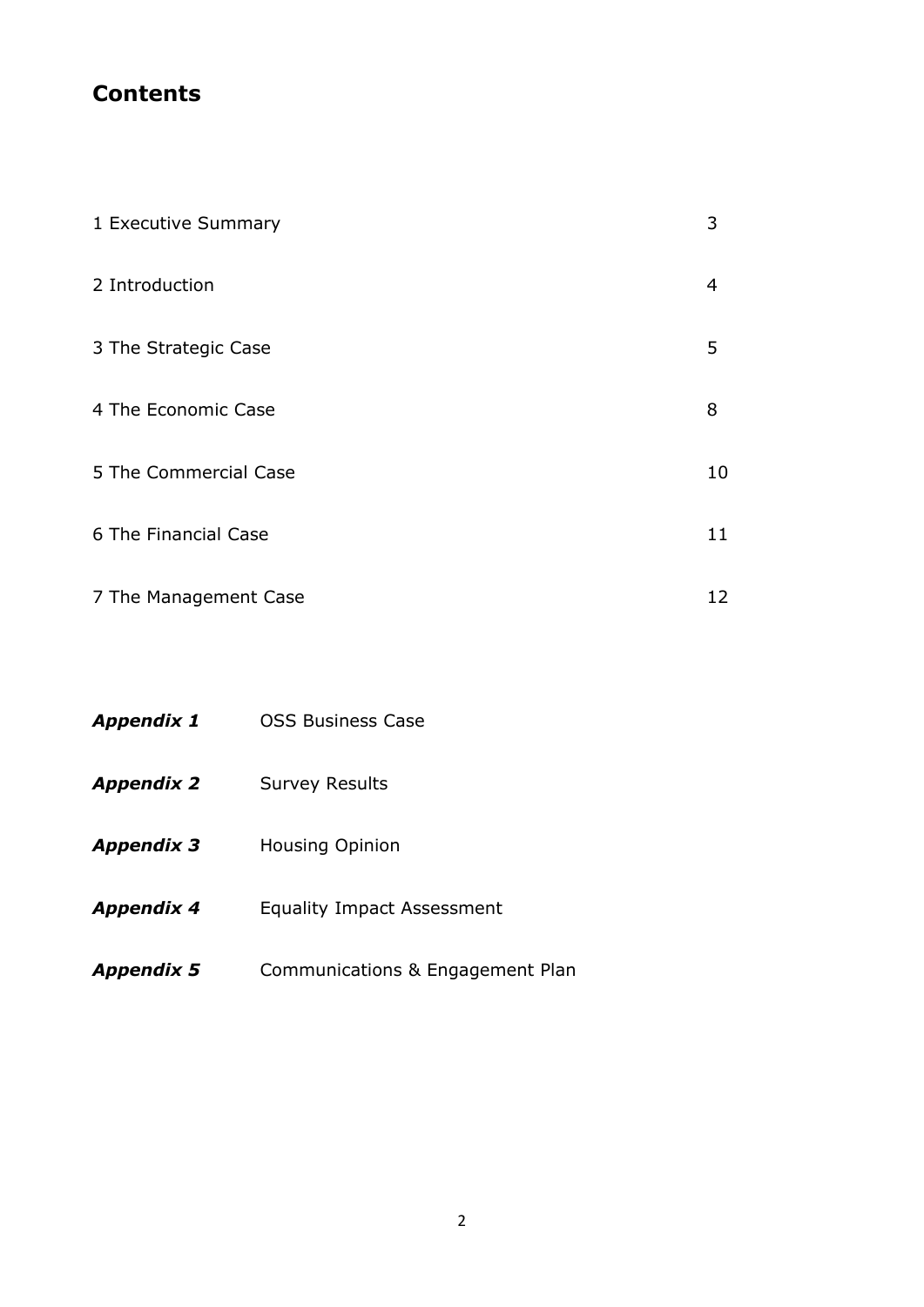# Contents

| | |
|---|---|
| 1 Executive Summary | 3 |
| 2 Introduction | 4 |
| 3 The Strategic Case | 5 |
| 4 The Economic Case | 8 |
| 5 The Commercial Case | 10 |
| 6 The Financial Case | 11 |
| 7 The Management Case | 12 |

***Appendix 1*** OSS Business Case

***Appendix 2*** Survey Results

***Appendix 3*** Housing Opinion

***Appendix 4*** Equality Impact Assessment

***Appendix 5*** Communications & Engagement Plan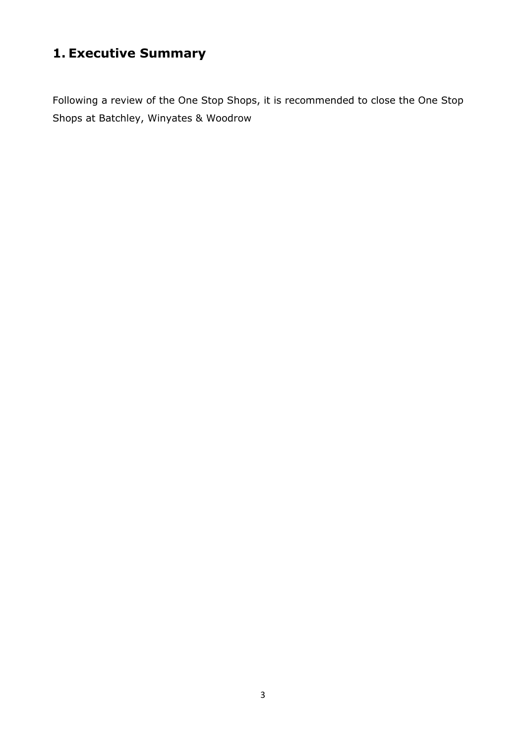# 1. Executive Summary

Following a review of the One Stop Shops, it is recommended to close the One Stop Shops at Batchley, Winyates & Woodrow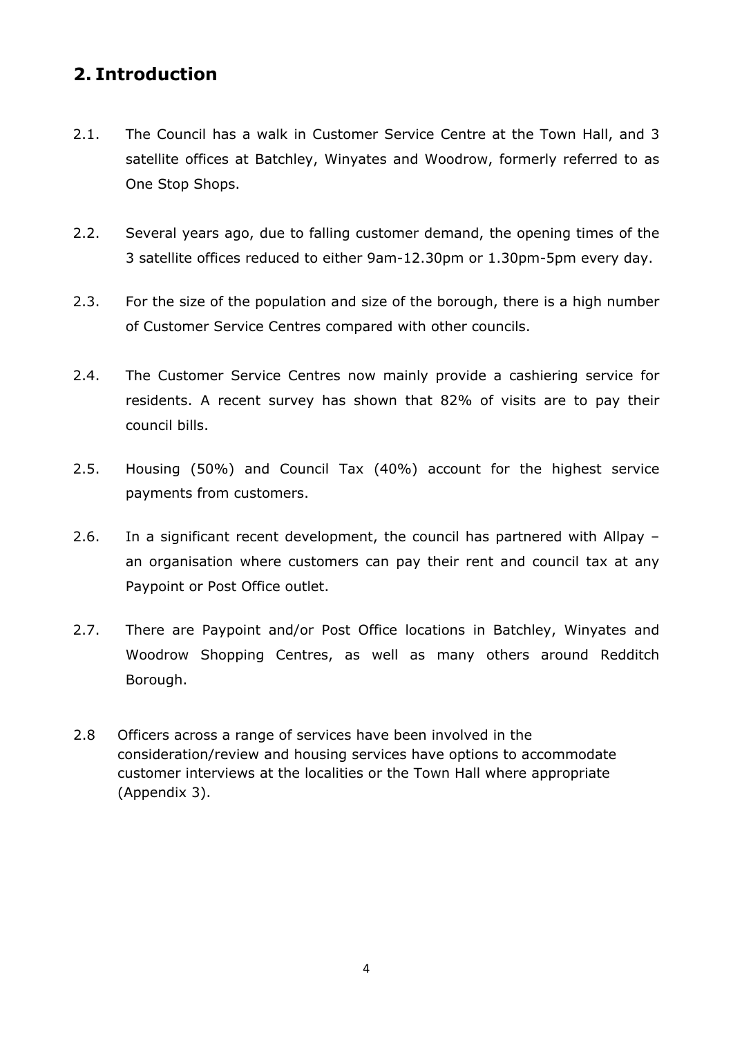## 2. Introduction

2.1. The Council has a walk in Customer Service Centre at the Town Hall, and 3 satellite offices at Batchley, Winyates and Woodrow, formerly referred to as One Stop Shops.

2.2. Several years ago, due to falling customer demand, the opening times of the 3 satellite offices reduced to either 9am-12.30pm or 1.30pm-5pm every day.

2.3. For the size of the population and size of the borough, there is a high number of Customer Service Centres compared with other councils.

2.4. The Customer Service Centres now mainly provide a cashiering service for residents. A recent survey has shown that 82% of visits are to pay their council bills.

2.5. Housing (50%) and Council Tax (40%) account for the highest service payments from customers.

2.6. In a significant recent development, the council has partnered with Allpay – an organisation where customers can pay their rent and council tax at any Paypoint or Post Office outlet.

2.7. There are Paypoint and/or Post Office locations in Batchley, Winyates and Woodrow Shopping Centres, as well as many others around Redditch Borough.

2.8 Officers across a range of services have been involved in the consideration/review and housing services have options to accommodate customer interviews at the localities or the Town Hall where appropriate (Appendix 3).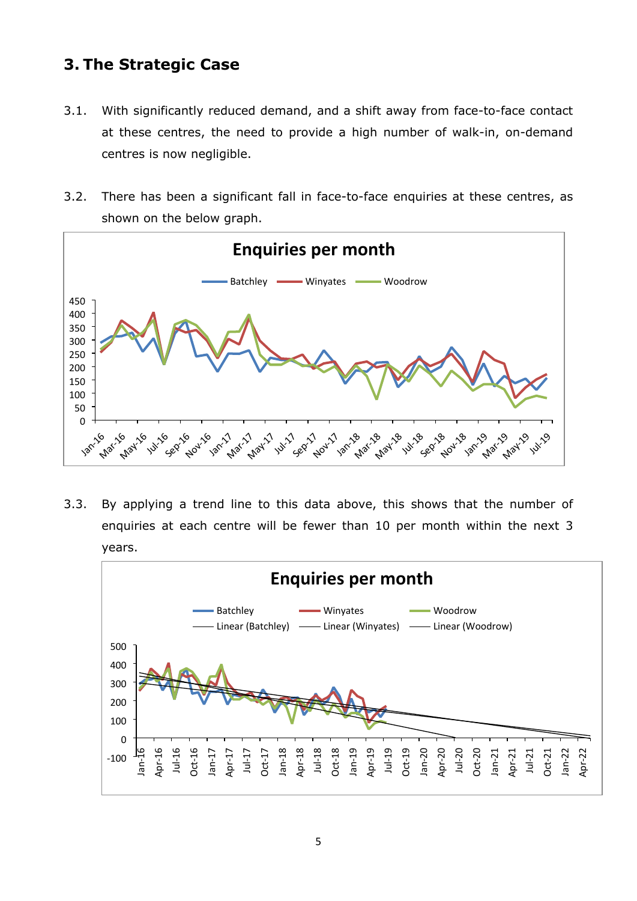## 3. The Strategic Case

3.1. With significantly reduced demand, and a shift away from face-to-face contact at these centres, the need to provide a high number of walk-in, on-demand centres is now negligible.

3.2. There has been a significant fall in face-to-face enquiries at these centres, as shown on the below graph.

3.3. By applying a trend line to this data above, this shows that the number of enquiries at each centre will be fewer than 10 per month within the next 3 years.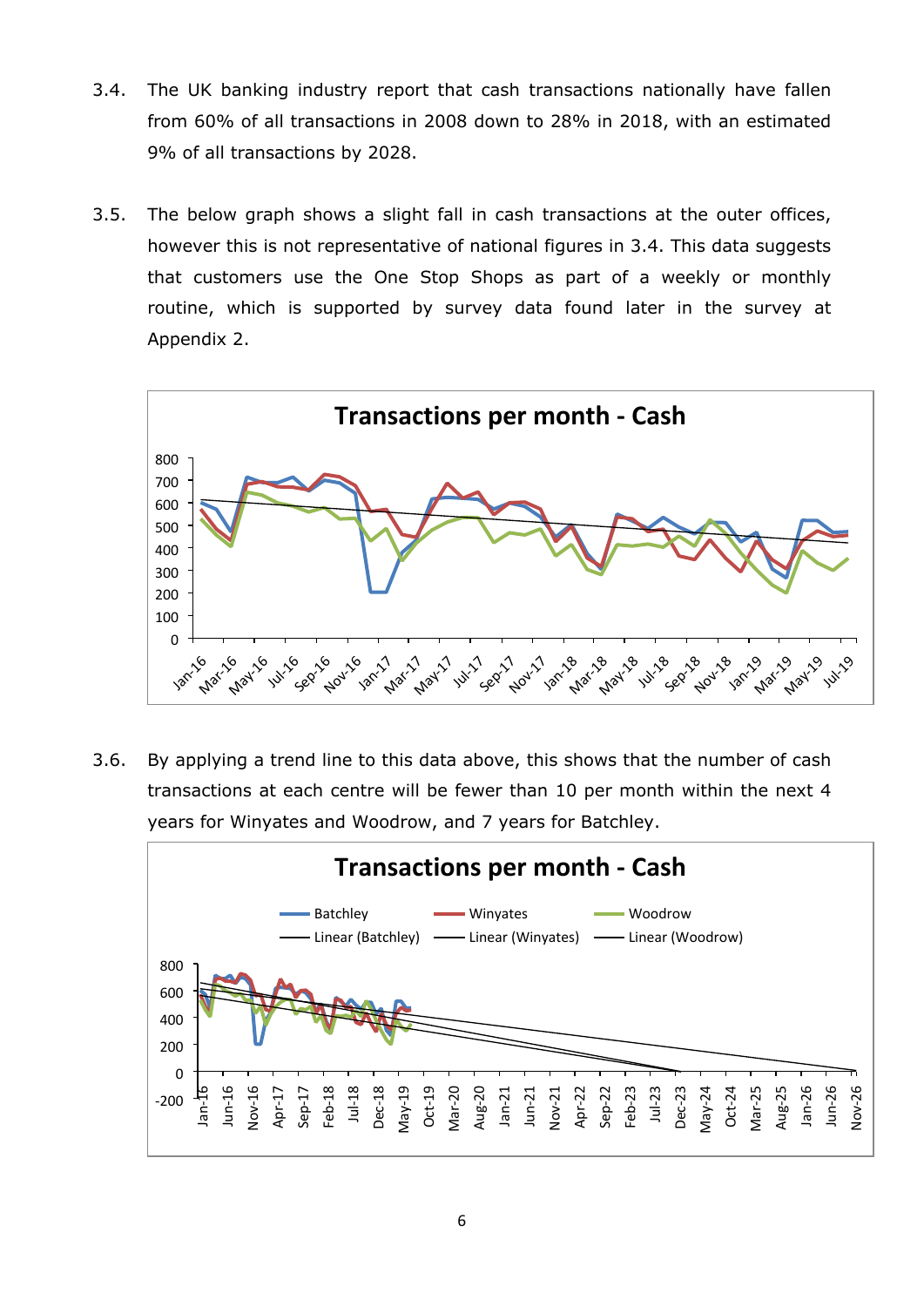3.4. The UK banking industry report that cash transactions nationally have fallen from 60% of all transactions in 2008 down to 28% in 2018, with an estimated 9% of all transactions by 2028.

3.5. The below graph shows a slight fall in cash transactions at the outer offices, however this is not representative of national figures in 3.4. This data suggests that customers use the One Stop Shops as part of a weekly or monthly routine, which is supported by survey data found later in the survey at Appendix 2.

3.6. By applying a trend line to this data above, this shows that the number of cash transactions at each centre will be fewer than 10 per month within the next 4 years for Winyates and Woodrow, and 7 years for Batchley.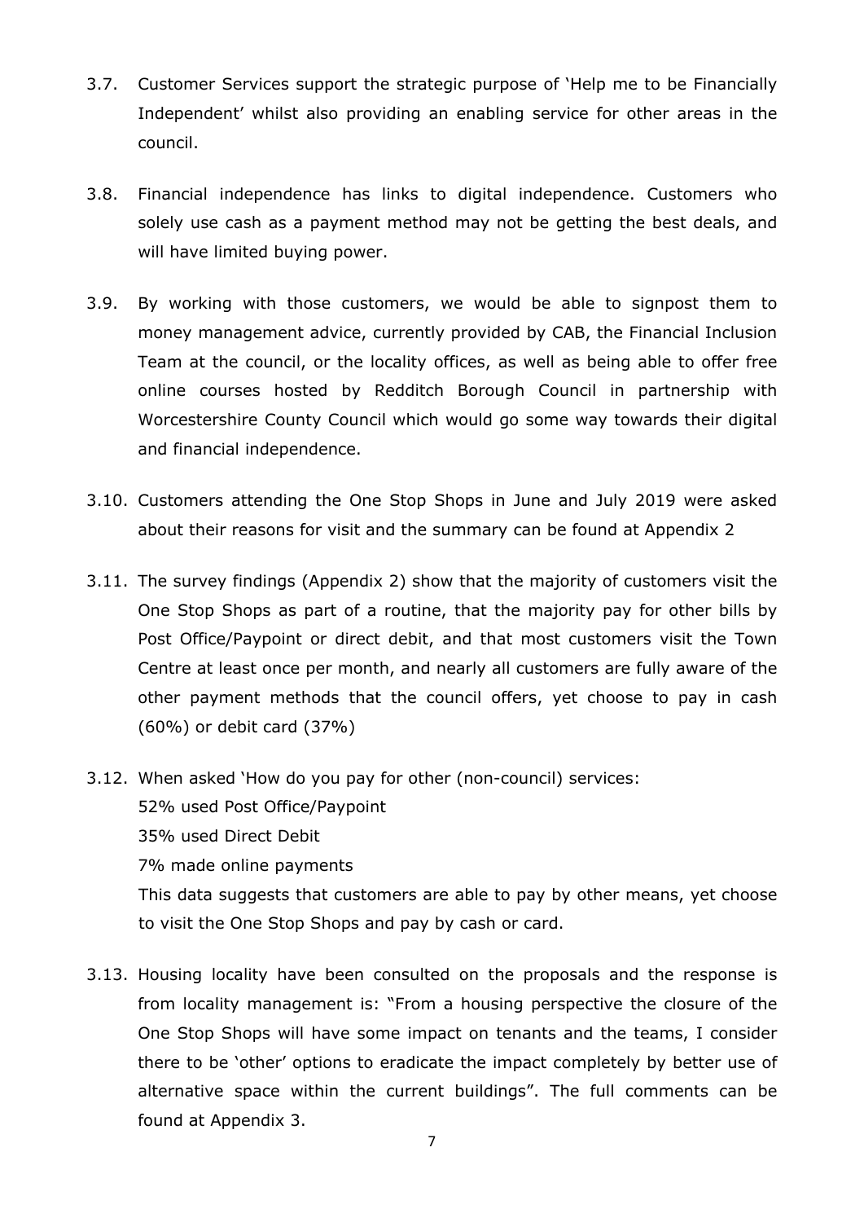3.7. Customer Services support the strategic purpose of 'Help me to be Financially Independent' whilst also providing an enabling service for other areas in the council.

3.8. Financial independence has links to digital independence. Customers who solely use cash as a payment method may not be getting the best deals, and will have limited buying power.

3.9. By working with those customers, we would be able to signpost them to money management advice, currently provided by CAB, the Financial Inclusion Team at the council, or the locality offices, as well as being able to offer free online courses hosted by Redditch Borough Council in partnership with Worcestershire County Council which would go some way towards their digital and financial independence.

3.10. Customers attending the One Stop Shops in June and July 2019 were asked about their reasons for visit and the summary can be found at Appendix 2

3.11. The survey findings (Appendix 2) show that the majority of customers visit the One Stop Shops as part of a routine, that the majority pay for other bills by Post Office/Paypoint or direct debit, and that most customers visit the Town Centre at least once per month, and nearly all customers are fully aware of the other payment methods that the council offers, yet choose to pay in cash (60%) or debit card (37%)

3.12. When asked 'How do you pay for other (non-council) services:
52% used Post Office/Paypoint
35% used Direct Debit
7% made online payments
This data suggests that customers are able to pay by other means, yet choose to visit the One Stop Shops and pay by cash or card.

3.13. Housing locality have been consulted on the proposals and the response is from locality management is: "From a housing perspective the closure of the One Stop Shops will have some impact on tenants and the teams, I consider there to be 'other' options to eradicate the impact completely by better use of alternative space within the current buildings". The full comments can be found at Appendix 3.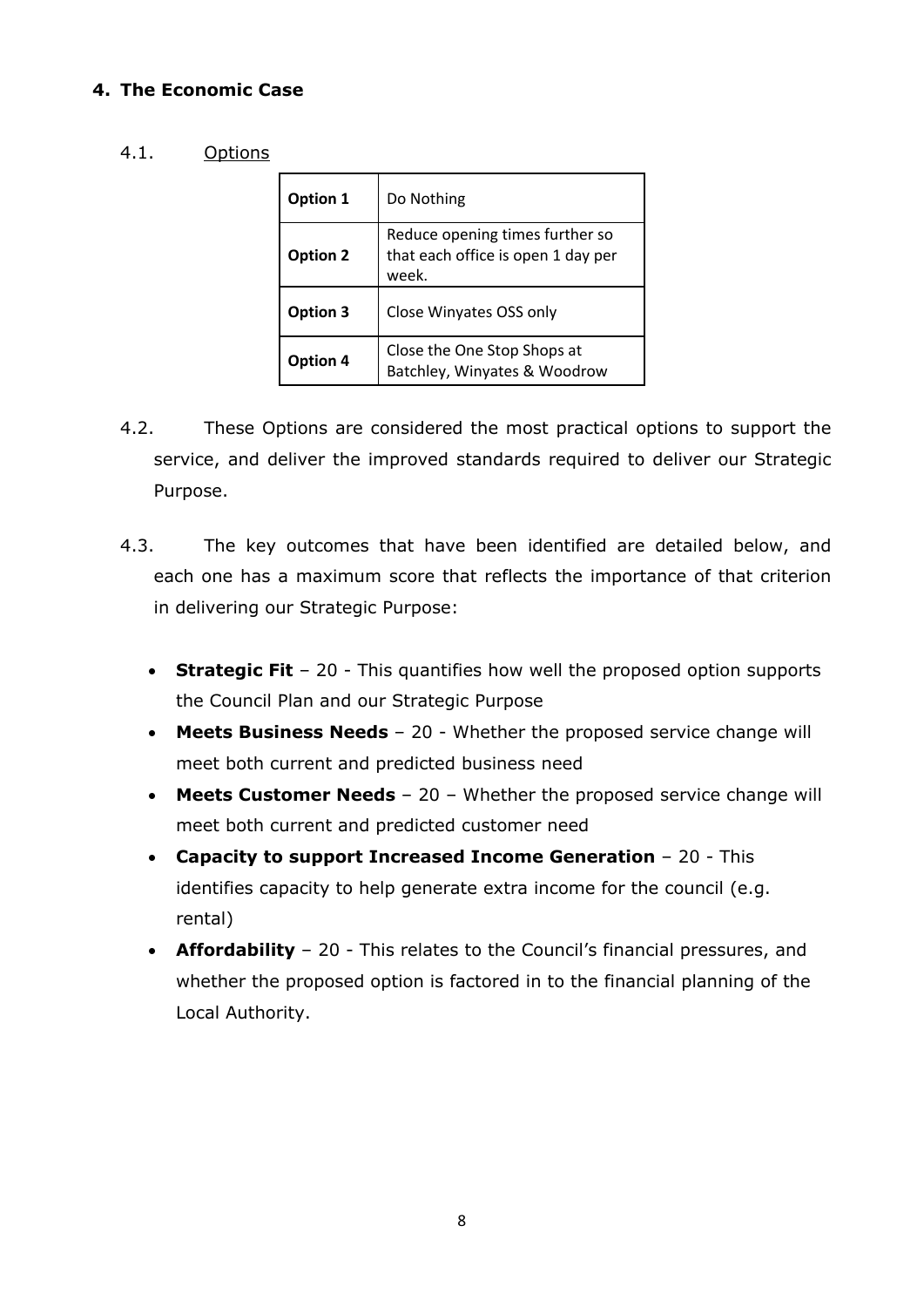## 4. The Economic Case

4.1. Options

| **Option 1** | Do Nothing |
|---|---|
| **Option 2** | Reduce opening times further so that each office is open 1 day per week. |
| **Option 3** | Close Winyates OSS only |
| **Option 4** | Close the One Stop Shops at Batchley, Winyates & Woodrow |

4.2. These Options are considered the most practical options to support the service, and deliver the improved standards required to deliver our Strategic Purpose.

4.3. The key outcomes that have been identified are detailed below, and each one has a maximum score that reflects the importance of that criterion in delivering our Strategic Purpose:

- **Strategic Fit** – 20 - This quantifies how well the proposed option supports the Council Plan and our Strategic Purpose
- **Meets Business Needs** – 20 - Whether the proposed service change will meet both current and predicted business need
- **Meets Customer Needs** – 20 – Whether the proposed service change will meet both current and predicted customer need
- **Capacity to support Increased Income Generation** – 20 - This identifies capacity to help generate extra income for the council (e.g. rental)
- **Affordability** – 20 - This relates to the Council's financial pressures, and whether the proposed option is factored in to the financial planning of the Local Authority.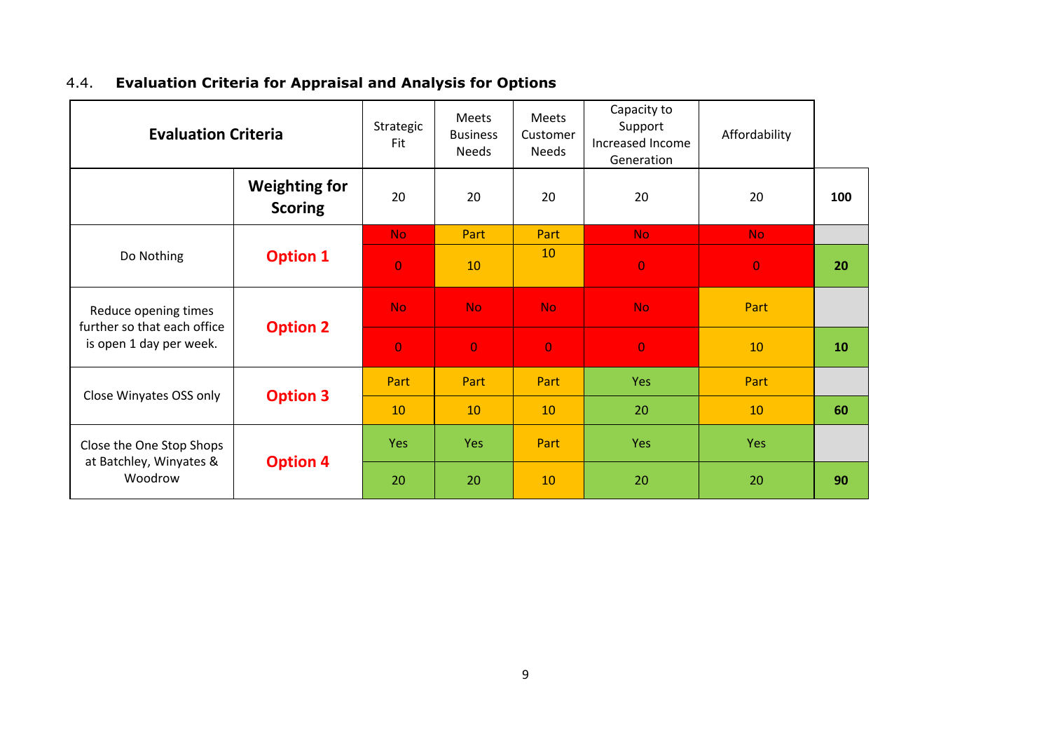### 4.4. **Evaluation Criteria for Appraisal and Analysis for Options**

| **Evaluation Criteria** | | Strategic Fit | Meets Business Needs | Meets Customer Needs | Capacity to Support Increased Income Generation | Affordability | |
|---|---|---|---|---|---|---|---|
| | **Weighting for Scoring** | 20 | 20 | 20 | 20 | 20 | **100** |
| Do Nothing | **Option 1** | No | Part | Part | No | No | |
| | | 0 | 10 | 10 | 0 | 0 | **20** |
| Reduce opening times further so that each office is open 1 day per week. | **Option 2** | No | No | No | No | Part | |
| | | 0 | 0 | 0 | 0 | 10 | **10** |
| Close Winyates OSS only | **Option 3** | Part | Part | Part | Yes | Part | |
| | | 10 | 10 | 10 | 20 | 10 | **60** |
| Close the One Stop Shops at Batchley, Winyates & Woodrow | **Option 4** | Yes | Yes | Part | Yes | Yes | |
| | | 20 | 20 | 10 | 20 | 20 | **90** |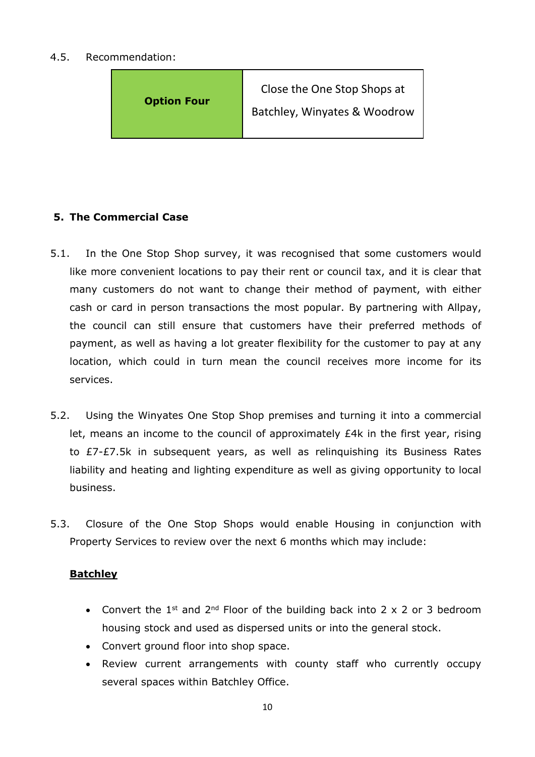4.5. Recommendation:

| **Option Four** | Close the One Stop Shops at Batchley, Winyates & Woodrow |
|---|---|

## 5. The Commercial Case

5.1. In the One Stop Shop survey, it was recognised that some customers would like more convenient locations to pay their rent or council tax, and it is clear that many customers do not want to change their method of payment, with either cash or card in person transactions the most popular. By partnering with Allpay, the council can still ensure that customers have their preferred methods of payment, as well as having a lot greater flexibility for the customer to pay at any location, which could in turn mean the council receives more income for its services.

5.2. Using the Winyates One Stop Shop premises and turning it into a commercial let, means an income to the council of approximately £4k in the first year, rising to £7-£7.5k in subsequent years, as well as relinquishing its Business Rates liability and heating and lighting expenditure as well as giving opportunity to local business.

5.3. Closure of the One Stop Shops would enable Housing in conjunction with Property Services to review over the next 6 months which may include:

**<u>Batchley</u>**

- Convert the 1st and 2nd Floor of the building back into 2 x 2 or 3 bedroom housing stock and used as dispersed units or into the general stock.
- Convert ground floor into shop space.
- Review current arrangements with county staff who currently occupy several spaces within Batchley Office.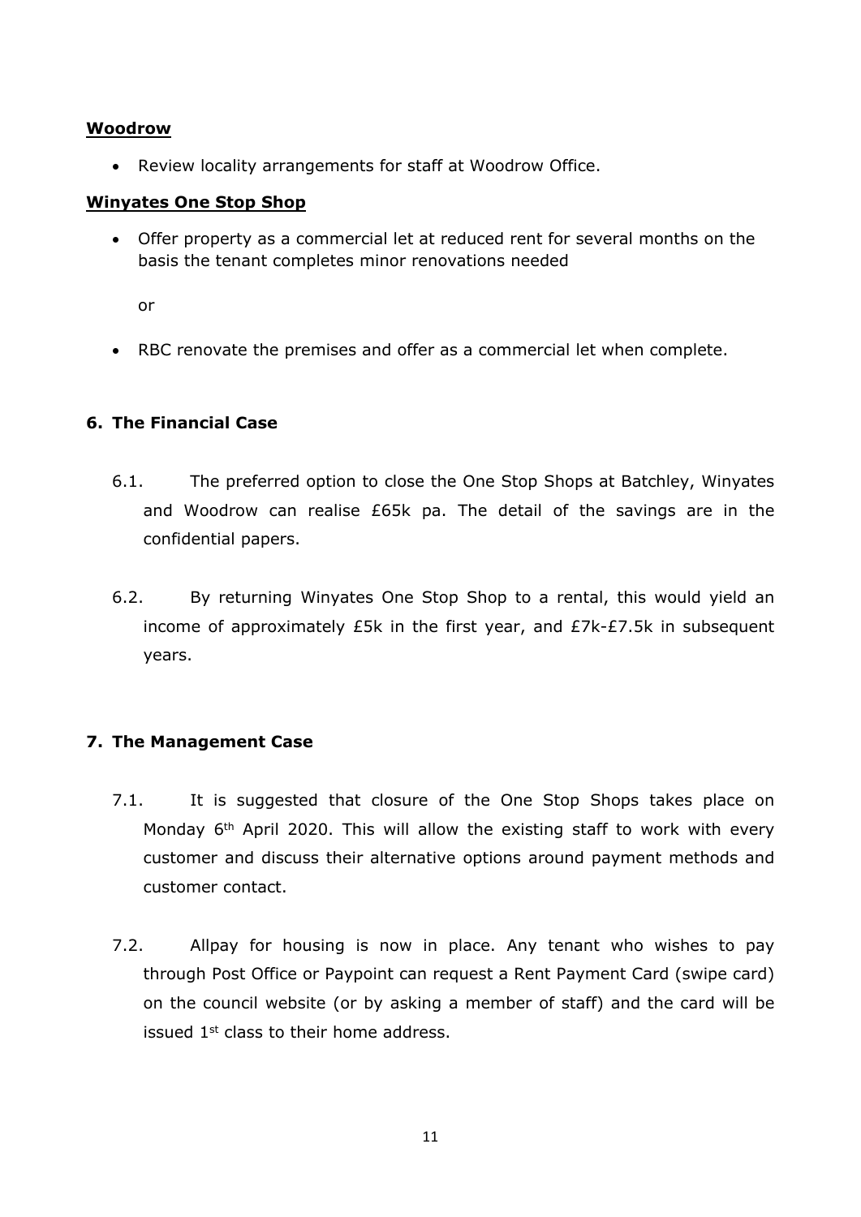**<u>Woodrow</u>**

- Review locality arrangements for staff at Woodrow Office.

**<u>Winyates One Stop Shop</u>**

- Offer property as a commercial let at reduced rent for several months on the basis the tenant completes minor renovations needed

  or

- RBC renovate the premises and offer as a commercial let when complete.

## 6. The Financial Case

6.1. The preferred option to close the One Stop Shops at Batchley, Winyates and Woodrow can realise £65k pa. The detail of the savings are in the confidential papers.

6.2. By returning Winyates One Stop Shop to a rental, this would yield an income of approximately £5k in the first year, and £7k-£7.5k in subsequent years.

## 7. The Management Case

7.1. It is suggested that closure of the One Stop Shops takes place on Monday 6th April 2020. This will allow the existing staff to work with every customer and discuss their alternative options around payment methods and customer contact.

7.2. Allpay for housing is now in place. Any tenant who wishes to pay through Post Office or Paypoint can request a Rent Payment Card (swipe card) on the council website (or by asking a member of staff) and the card will be issued 1st class to their home address.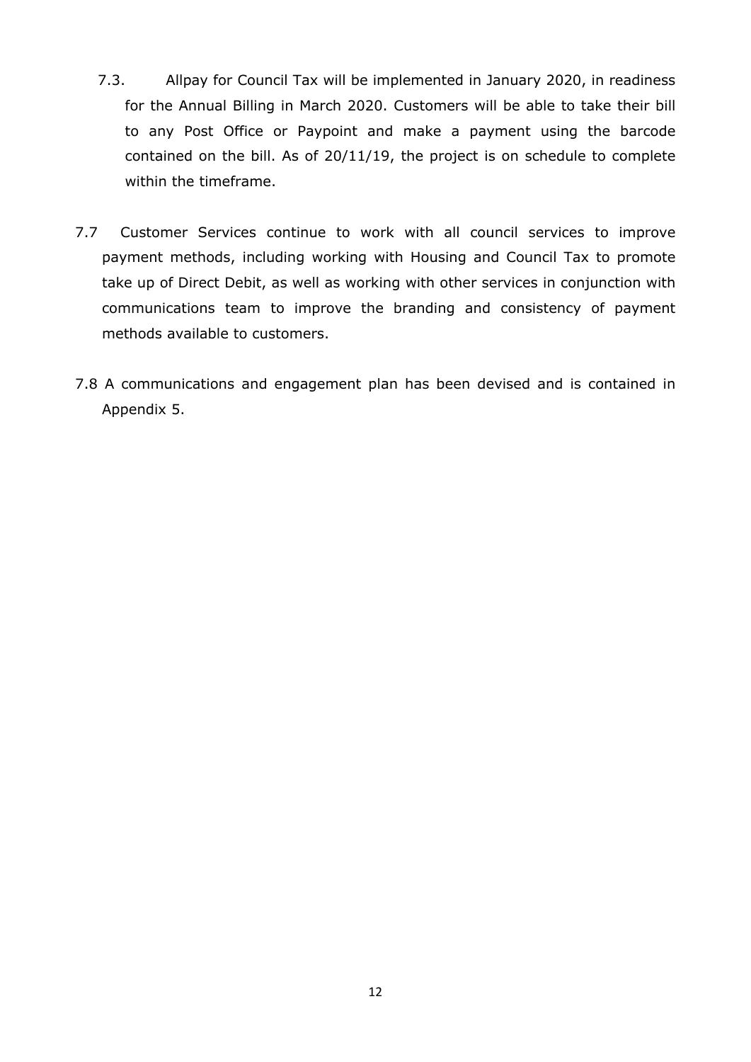7.3. Allpay for Council Tax will be implemented in January 2020, in readiness for the Annual Billing in March 2020. Customers will be able to take their bill to any Post Office or Paypoint and make a payment using the barcode contained on the bill. As of 20/11/19, the project is on schedule to complete within the timeframe.

7.7 Customer Services continue to work with all council services to improve payment methods, including working with Housing and Council Tax to promote take up of Direct Debit, as well as working with other services in conjunction with communications team to improve the branding and consistency of payment methods available to customers.

7.8 A communications and engagement plan has been devised and is contained in Appendix 5.